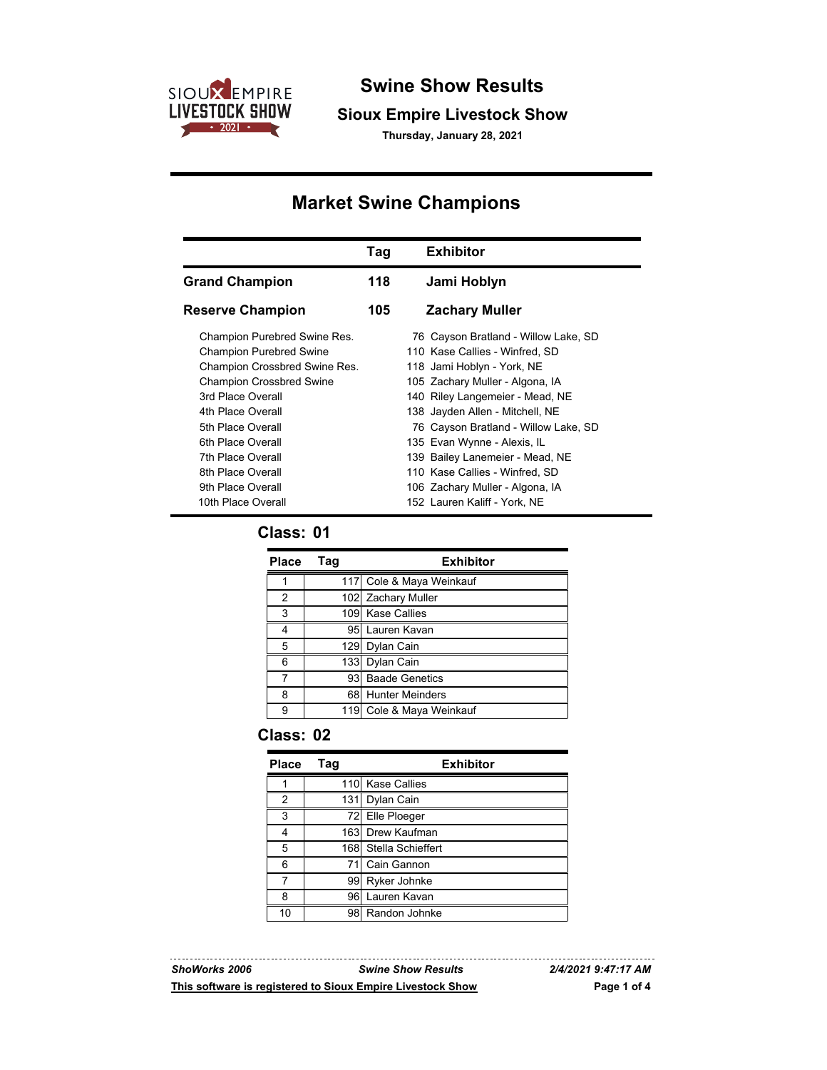# Swine Show Results

## Sioux Empire Livestock Show

**Thursday, January 28, 2021**

## Market Swine Champions

| | Tag | Exhibitor |
|---|---|---|
| **Grand Champion** | **118** | **Jami Hoblyn** |
| **Reserve Champion** | **105** | **Zachary Muller** |
| Champion Purebred Swine Res. | 76 | Cayson Bratland - Willow Lake, SD |
| Champion Purebred Swine | 110 | Kase Callies - Winfred, SD |
| Champion Crossbred Swine Res. | 118 | Jami Hoblyn - York, NE |
| Champion Crossbred Swine | 105 | Zachary Muller - Algona, IA |
| 3rd Place Overall | 140 | Riley Langemeier - Mead, NE |
| 4th Place Overall | 138 | Jayden Allen - Mitchell, NE |
| 5th Place Overall | 76 | Cayson Bratland - Willow Lake, SD |
| 6th Place Overall | 135 | Evan Wynne - Alexis, IL |
| 7th Place Overall | 139 | Bailey Lanemeier - Mead, NE |
| 8th Place Overall | 110 | Kase Callies - Winfred, SD |
| 9th Place Overall | 106 | Zachary Muller - Algona, IA |
| 10th Place Overall | 152 | Lauren Kaliff - York, NE |

### Class: 01

| Place | Tag | Exhibitor |
|---|---|---|
| 1 | 117 | Cole & Maya Weinkauf |
| 2 | 102 | Zachary Muller |
| 3 | 109 | Kase Callies |
| 4 | 95 | Lauren Kavan |
| 5 | 129 | Dylan Cain |
| 6 | 133 | Dylan Cain |
| 7 | 93 | Baade Genetics |
| 8 | 68 | Hunter Meinders |
| 9 | 119 | Cole & Maya Weinkauf |

### Class: 02

| Place | Tag | Exhibitor |
|---|---|---|
| 1 | 110 | Kase Callies |
| 2 | 131 | Dylan Cain |
| 3 | 72 | Elle Ploeger |
| 4 | 163 | Drew Kaufman |
| 5 | 168 | Stella Schieffert |
| 6 | 71 | Cain Gannon |
| 7 | 99 | Ryker Johnke |
| 8 | 96 | Lauren Kavan |
| 10 | 98 | Randon Johnke |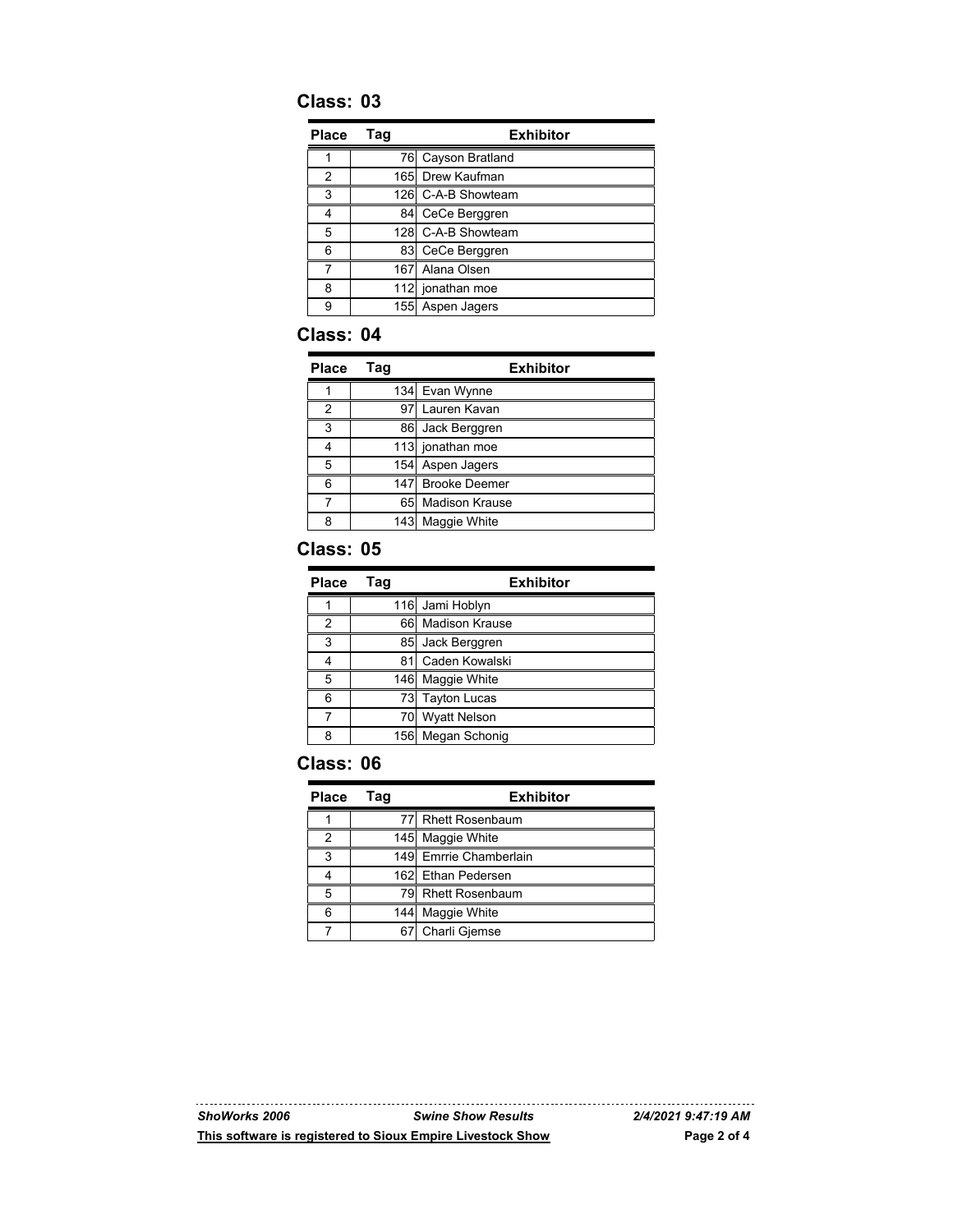## Class: 03

| Place | Tag | Exhibitor |
|---|---|---|
| 1 | 76 | Cayson Bratland |
| 2 | 165 | Drew Kaufman |
| 3 | 126 | C-A-B Showteam |
| 4 | 84 | CeCe Berggren |
| 5 | 128 | C-A-B Showteam |
| 6 | 83 | CeCe Berggren |
| 7 | 167 | Alana Olsen |
| 8 | 112 | jonathan moe |
| 9 | 155 | Aspen Jagers |

## Class: 04

| Place | Tag | Exhibitor |
|---|---|---|
| 1 | 134 | Evan Wynne |
| 2 | 97 | Lauren Kavan |
| 3 | 86 | Jack Berggren |
| 4 | 113 | jonathan moe |
| 5 | 154 | Aspen Jagers |
| 6 | 147 | Brooke Deemer |
| 7 | 65 | Madison Krause |
| 8 | 143 | Maggie White |

## Class: 05

| Place | Tag | Exhibitor |
|---|---|---|
| 1 | 116 | Jami Hoblyn |
| 2 | 66 | Madison Krause |
| 3 | 85 | Jack Berggren |
| 4 | 81 | Caden Kowalski |
| 5 | 146 | Maggie White |
| 6 | 73 | Tayton Lucas |
| 7 | 70 | Wyatt Nelson |
| 8 | 156 | Megan Schonig |

## Class: 06

| Place | Tag | Exhibitor |
|---|---|---|
| 1 | 77 | Rhett Rosenbaum |
| 2 | 145 | Maggie White |
| 3 | 149 | Emrrie Chamberlain |
| 4 | 162 | Ethan Pedersen |
| 5 | 79 | Rhett Rosenbaum |
| 6 | 144 | Maggie White |
| 7 | 67 | Charli Gjemse |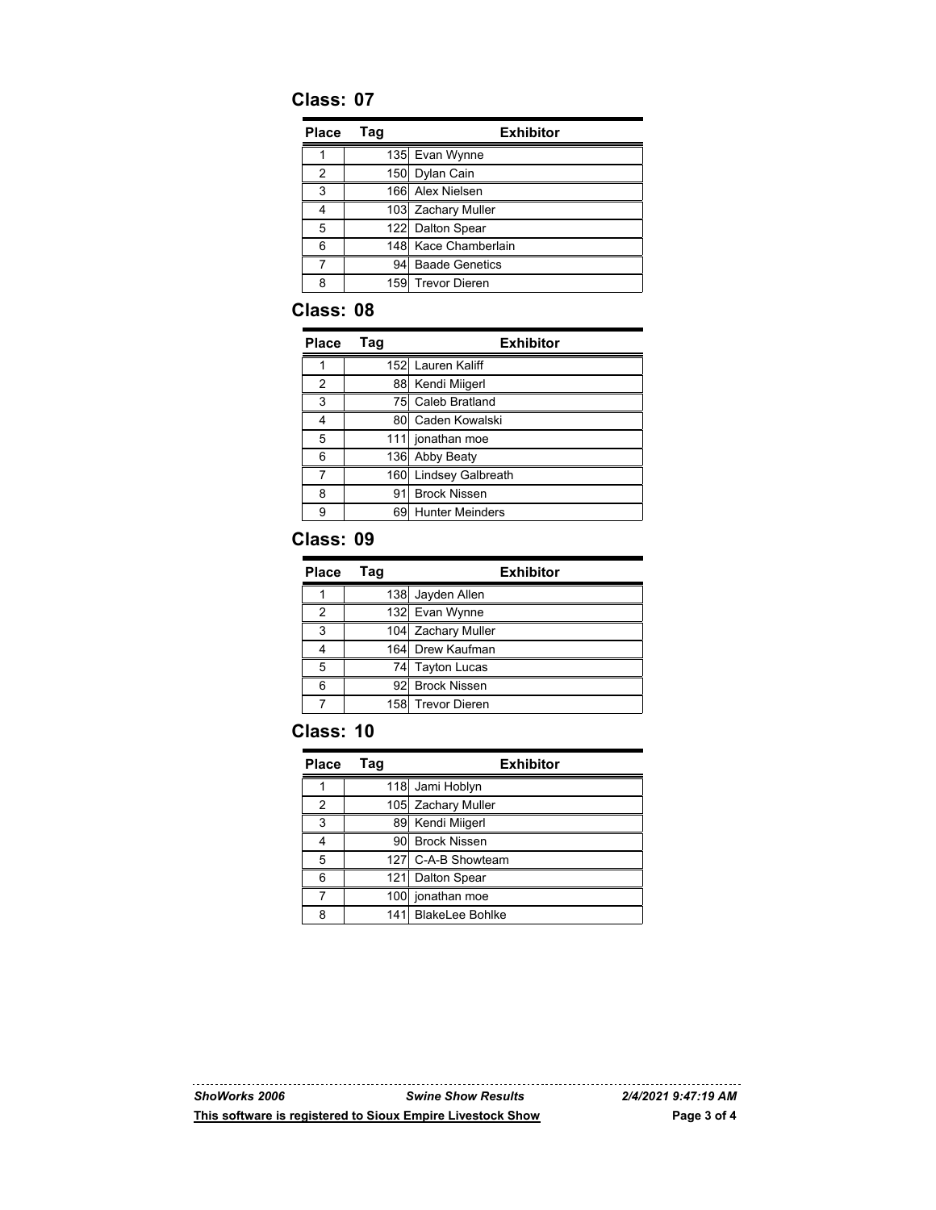## Class: 07

| Place | Tag | Exhibitor |
|---|---|---|
| 1 | 135 | Evan Wynne |
| 2 | 150 | Dylan Cain |
| 3 | 166 | Alex Nielsen |
| 4 | 103 | Zachary Muller |
| 5 | 122 | Dalton Spear |
| 6 | 148 | Kace Chamberlain |
| 7 | 94 | Baade Genetics |
| 8 | 159 | Trevor Dieren |

## Class: 08

| Place | Tag | Exhibitor |
|---|---|---|
| 1 | 152 | Lauren Kaliff |
| 2 | 88 | Kendi Miigerl |
| 3 | 75 | Caleb Bratland |
| 4 | 80 | Caden Kowalski |
| 5 | 111 | jonathan moe |
| 6 | 136 | Abby Beaty |
| 7 | 160 | Lindsey Galbreath |
| 8 | 91 | Brock Nissen |
| 9 | 69 | Hunter Meinders |

## Class: 09

| Place | Tag | Exhibitor |
|---|---|---|
| 1 | 138 | Jayden Allen |
| 2 | 132 | Evan Wynne |
| 3 | 104 | Zachary Muller |
| 4 | 164 | Drew Kaufman |
| 5 | 74 | Tayton Lucas |
| 6 | 92 | Brock Nissen |
| 7 | 158 | Trevor Dieren |

## Class: 10

| Place | Tag | Exhibitor |
|---|---|---|
| 1 | 118 | Jami Hoblyn |
| 2 | 105 | Zachary Muller |
| 3 | 89 | Kendi Miigerl |
| 4 | 90 | Brock Nissen |
| 5 | 127 | C-A-B Showteam |
| 6 | 121 | Dalton Spear |
| 7 | 100 | jonathan moe |
| 8 | 141 | BlakeLee Bohlke |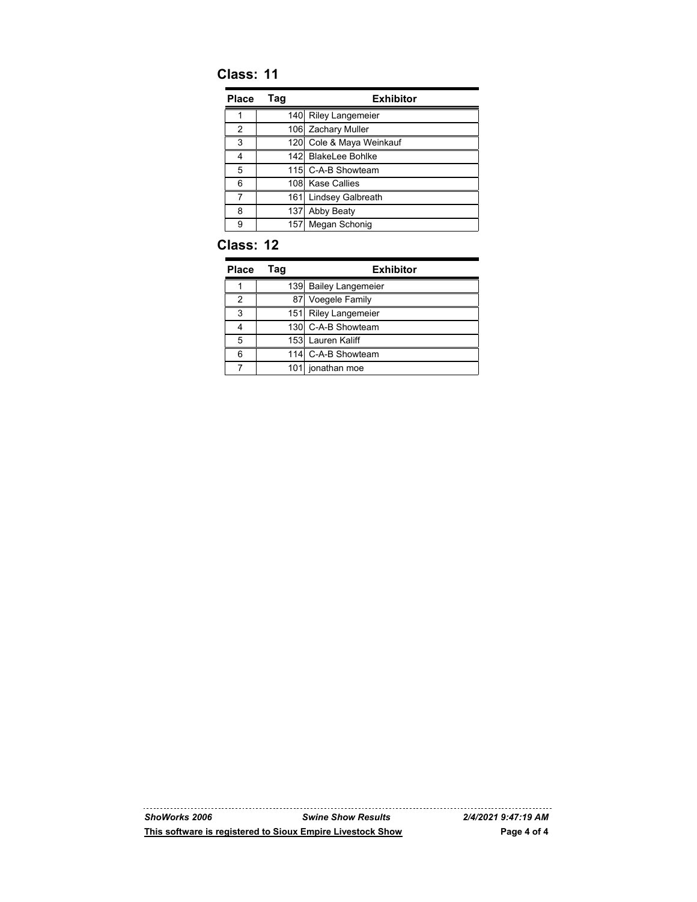## Class: 11

| Place | Tag | Exhibitor |
| --- | --- | --- |
| 1 | 140 | Riley Langemeier |
| 2 | 106 | Zachary Muller |
| 3 | 120 | Cole & Maya Weinkauf |
| 4 | 142 | BlakeLee Bohlke |
| 5 | 115 | C-A-B Showteam |
| 6 | 108 | Kase Callies |
| 7 | 161 | Lindsey Galbreath |
| 8 | 137 | Abby Beaty |
| 9 | 157 | Megan Schonig |

## Class: 12

| Place | Tag | Exhibitor |
| --- | --- | --- |
| 1 | 139 | Bailey Langemeier |
| 2 | 87 | Voegele Family |
| 3 | 151 | Riley Langemeier |
| 4 | 130 | C-A-B Showteam |
| 5 | 153 | Lauren Kaliff |
| 6 | 114 | C-A-B Showteam |
| 7 | 101 | jonathan moe |